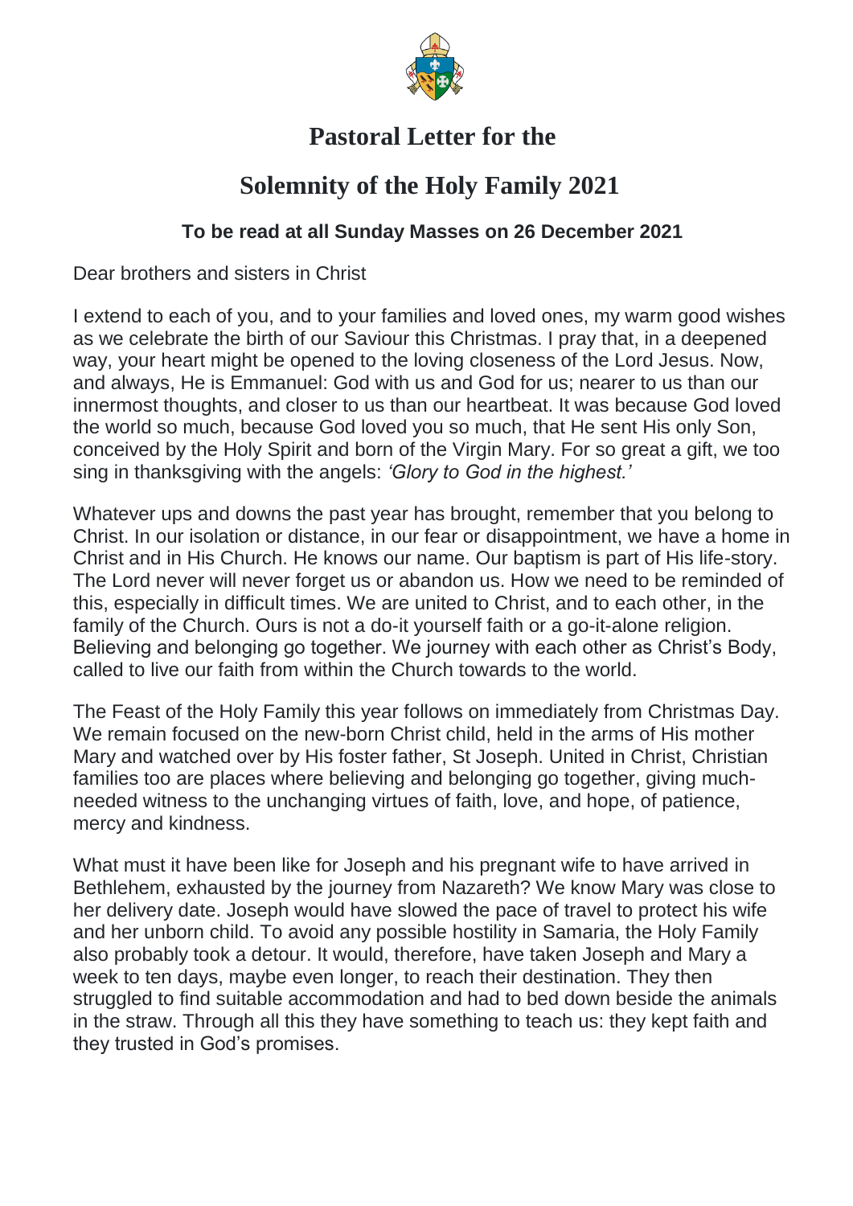# Pastoral Letter for the

# Solemnity of the Holy Family 2021

**To be read at all Sunday Masses on 26 December 2021**

Dear brothers and sisters in Christ

I extend to each of you, and to your families and loved ones, my warm good wishes as we celebrate the birth of our Saviour this Christmas. I pray that, in a deepened way, your heart might be opened to the loving closeness of the Lord Jesus. Now, and always, He is Emmanuel: God with us and God for us; nearer to us than our innermost thoughts, and closer to us than our heartbeat. It was because God loved the world so much, because God loved you so much, that He sent His only Son, conceived by the Holy Spirit and born of the Virgin Mary. For so great a gift, we too sing in thanksgiving with the angels: *'Glory to God in the highest.'*

Whatever ups and downs the past year has brought, remember that you belong to Christ. In our isolation or distance, in our fear or disappointment, we have a home in Christ and in His Church. He knows our name. Our baptism is part of His life-story. The Lord never will never forget us or abandon us. How we need to be reminded of this, especially in difficult times. We are united to Christ, and to each other, in the family of the Church. Ours is not a do-it yourself faith or a go-it-alone religion. Believing and belonging go together. We journey with each other as Christ's Body, called to live our faith from within the Church towards to the world.

The Feast of the Holy Family this year follows on immediately from Christmas Day. We remain focused on the new-born Christ child, held in the arms of His mother Mary and watched over by His foster father, St Joseph. United in Christ, Christian families too are places where believing and belonging go together, giving much-needed witness to the unchanging virtues of faith, love, and hope, of patience, mercy and kindness.

What must it have been like for Joseph and his pregnant wife to have arrived in Bethlehem, exhausted by the journey from Nazareth? We know Mary was close to her delivery date. Joseph would have slowed the pace of travel to protect his wife and her unborn child. To avoid any possible hostility in Samaria, the Holy Family also probably took a detour. It would, therefore, have taken Joseph and Mary a week to ten days, maybe even longer, to reach their destination. They then struggled to find suitable accommodation and had to bed down beside the animals in the straw. Through all this they have something to teach us: they kept faith and they trusted in God's promises.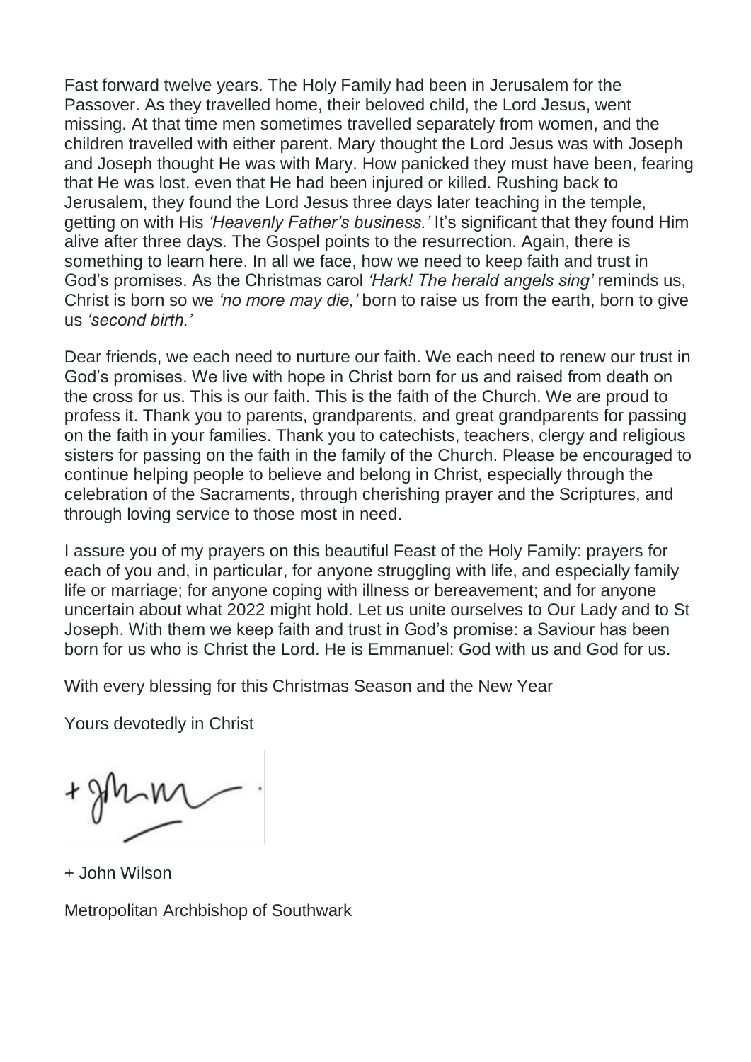Fast forward twelve years. The Holy Family had been in Jerusalem for the Passover. As they travelled home, their beloved child, the Lord Jesus, went missing. At that time men sometimes travelled separately from women, and the children travelled with either parent. Mary thought the Lord Jesus was with Joseph and Joseph thought He was with Mary. How panicked they must have been, fearing that He was lost, even that He had been injured or killed. Rushing back to Jerusalem, they found the Lord Jesus three days later teaching in the temple, getting on with His *'Heavenly Father's business.'* It's significant that they found Him alive after three days. The Gospel points to the resurrection. Again, there is something to learn here. In all we face, how we need to keep faith and trust in God's promises. As the Christmas carol *'Hark! The herald angels sing'* reminds us, Christ is born so we *'no more may die,'* born to raise us from the earth, born to give us *'second birth.'*

Dear friends, we each need to nurture our faith. We each need to renew our trust in God's promises. We live with hope in Christ born for us and raised from death on the cross for us. This is our faith. This is the faith of the Church. We are proud to profess it. Thank you to parents, grandparents, and great grandparents for passing on the faith in your families. Thank you to catechists, teachers, clergy and religious sisters for passing on the faith in the family of the Church. Please be encouraged to continue helping people to believe and belong in Christ, especially through the celebration of the Sacraments, through cherishing prayer and the Scriptures, and through loving service to those most in need.

I assure you of my prayers on this beautiful Feast of the Holy Family: prayers for each of you and, in particular, for anyone struggling with life, and especially family life or marriage; for anyone coping with illness or bereavement; and for anyone uncertain about what 2022 might hold. Let us unite ourselves to Our Lady and to St Joseph. With them we keep faith and trust in God's promise: a Saviour has been born for us who is Christ the Lord. He is Emmanuel: God with us and God for us.

With every blessing for this Christmas Season and the New Year

Yours devotedly in Christ

+ John Wilson

Metropolitan Archbishop of Southwark